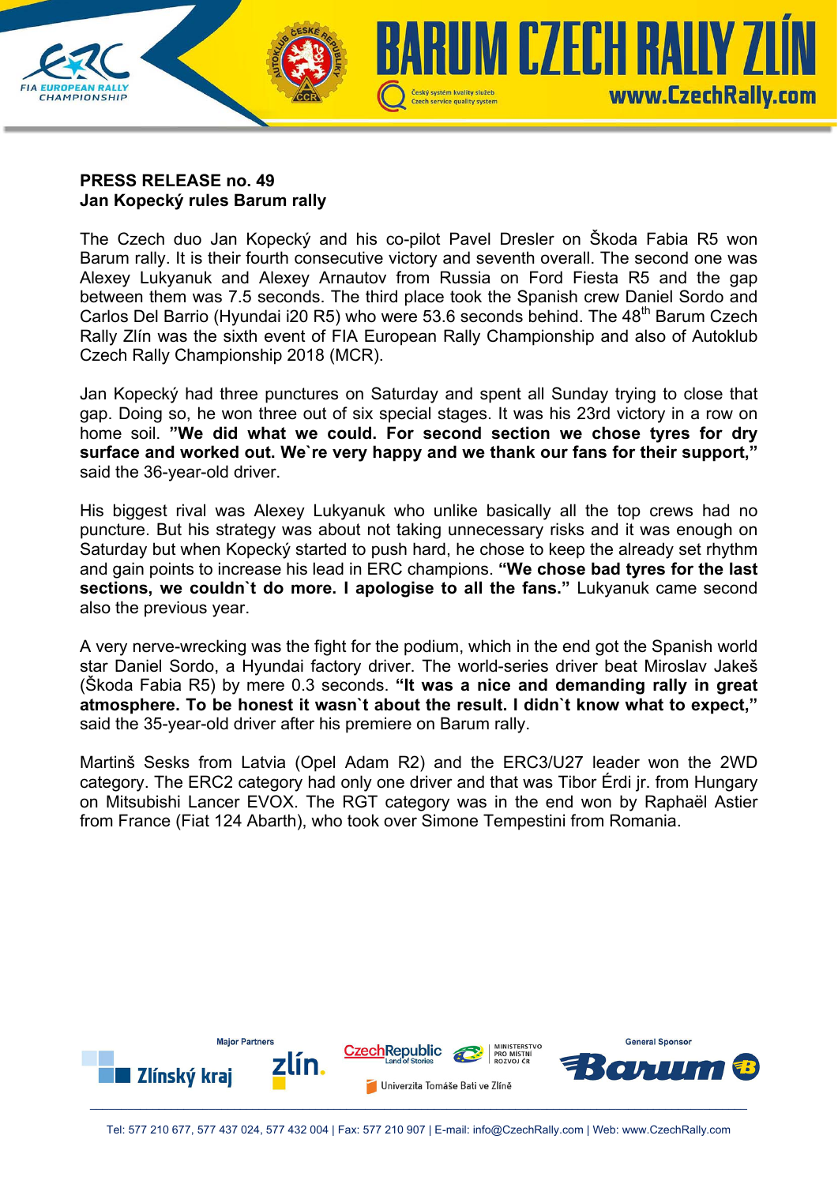**PRESS RELEASE no. 49**
**Jan Kopecký rules Barum rally**

The Czech duo Jan Kopecký and his co-pilot Pavel Dresler on Škoda Fabia R5 won Barum rally. It is their fourth consecutive victory and seventh overall. The second one was Alexey Lukyanuk and Alexey Arnautov from Russia on Ford Fiesta R5 and the gap between them was 7.5 seconds. The third place took the Spanish crew Daniel Sordo and Carlos Del Barrio (Hyundai i20 R5) who were 53.6 seconds behind. The 48th Barum Czech Rally Zlín was the sixth event of FIA European Rally Championship and also of Autoklub Czech Rally Championship 2018 (MCR).

Jan Kopecký had three punctures on Saturday and spent all Sunday trying to close that gap. Doing so, he won three out of six special stages. It was his 23rd victory in a row on home soil. **"We did what we could. For second section we chose tyres for dry surface and worked out. We`re very happy and we thank our fans for their support,"** said the 36-year-old driver.

His biggest rival was Alexey Lukyanuk who unlike basically all the top crews had no puncture. But his strategy was about not taking unnecessary risks and it was enough on Saturday but when Kopecký started to push hard, he chose to keep the already set rhythm and gain points to increase his lead in ERC champions. **"We chose bad tyres for the last sections, we couldn`t do more. I apologise to all the fans."** Lukyanuk came second also the previous year.

A very nerve-wrecking was the fight for the podium, which in the end got the Spanish world star Daniel Sordo, a Hyundai factory driver. The world-series driver beat Miroslav Jakeš (Škoda Fabia R5) by mere 0.3 seconds. **"It was a nice and demanding rally in great atmosphere. To be honest it wasn`t about the result. I didn`t know what to expect,"** said the 35-year-old driver after his premiere on Barum rally.

Martinš Sesks from Latvia (Opel Adam R2) and the ERC3/U27 leader won the 2WD category. The ERC2 category had only one driver and that was Tibor Érdi jr. from Hungary on Mitsubishi Lancer EVOX. The RGT category was in the end won by Raphaël Astier from France (Fiat 124 Abarth), who took over Simone Tempestini from Romania.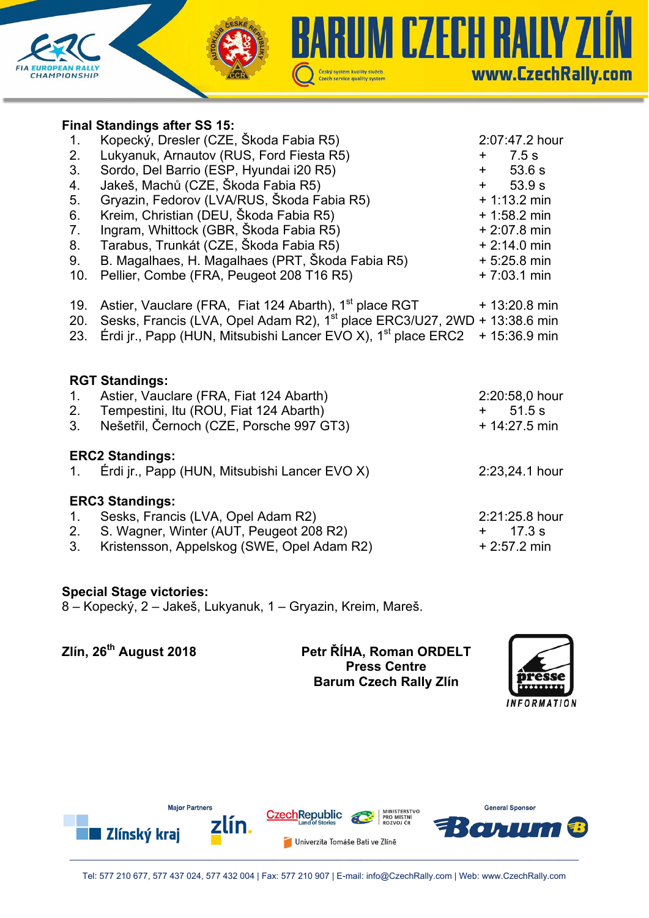**Final Standings after SS 15:**

| | | |
|---|---|---|
| 1. | Kopecký, Dresler (CZE, Škoda Fabia R5) | 2:07:47.2 hour |
| 2. | Lukyanuk, Arnautov (RUS, Ford Fiesta R5) | + 7.5 s |
| 3. | Sordo, Del Barrio (ESP, Hyundai i20 R5) | + 53.6 s |
| 4. | Jakeš, Machů (CZE, Škoda Fabia R5) | + 53.9 s |
| 5. | Gryazin, Fedorov (LVA/RUS, Škoda Fabia R5) | + 1:13.2 min |
| 6. | Kreim, Christian (DEU, Škoda Fabia R5) | + 1:58.2 min |
| 7. | Ingram, Whittock (GBR, Škoda Fabia R5) | + 2:07.8 min |
| 8. | Tarabus, Trunkát (CZE, Škoda Fabia R5) | + 2:14.0 min |
| 9. | B. Magalhaes, H. Magalhaes (PRT, Škoda Fabia R5) | + 5:25.8 min |
| 10. | Pellier, Combe (FRA, Peugeot 208 T16 R5) | + 7:03.1 min |
| 19. | Astier, Vauclare (FRA, Fiat 124 Abarth), 1st place RGT | + 13:20.8 min |
| 20. | Sesks, Francis (LVA, Opel Adam R2), 1st place ERC3/U27, 2WD | + 13:38.6 min |
| 23. | Érdi jr., Papp (HUN, Mitsubishi Lancer EVO X), 1st place ERC2 | + 15:36.9 min |

**RGT Standings:**

| | | |
|---|---|---|
| 1. | Astier, Vauclare (FRA, Fiat 124 Abarth) | 2:20:58,0 hour |
| 2. | Tempestini, Itu (ROU, Fiat 124 Abarth) | + 51.5 s |
| 3. | Nešetřil, Černoch (CZE, Porsche 997 GT3) | + 14:27.5 min |

**ERC2 Standings:**

| | | |
|---|---|---|
| 1. | Érdi jr., Papp (HUN, Mitsubishi Lancer EVO X) | 2:23,24.1 hour |

**ERC3 Standings:**

| | | |
|---|---|---|
| 1. | Sesks, Francis (LVA, Opel Adam R2) | 2:21:25.8 hour |
| 2. | S. Wagner, Winter (AUT, Peugeot 208 R2) | + 17.3 s |
| 3. | Kristensson, Appelskog (SWE, Opel Adam R2) | + 2:57.2 min |

**Special Stage victories:**

8 – Kopecký, 2 – Jakeš, Lukyanuk, 1 – Gryazin, Kreim, Mareš.

**Zlín, 26th August 2018**

**Petr ŘÍHA, Roman ORDELT**
**Press Centre**
**Barum Czech Rally Zlín**